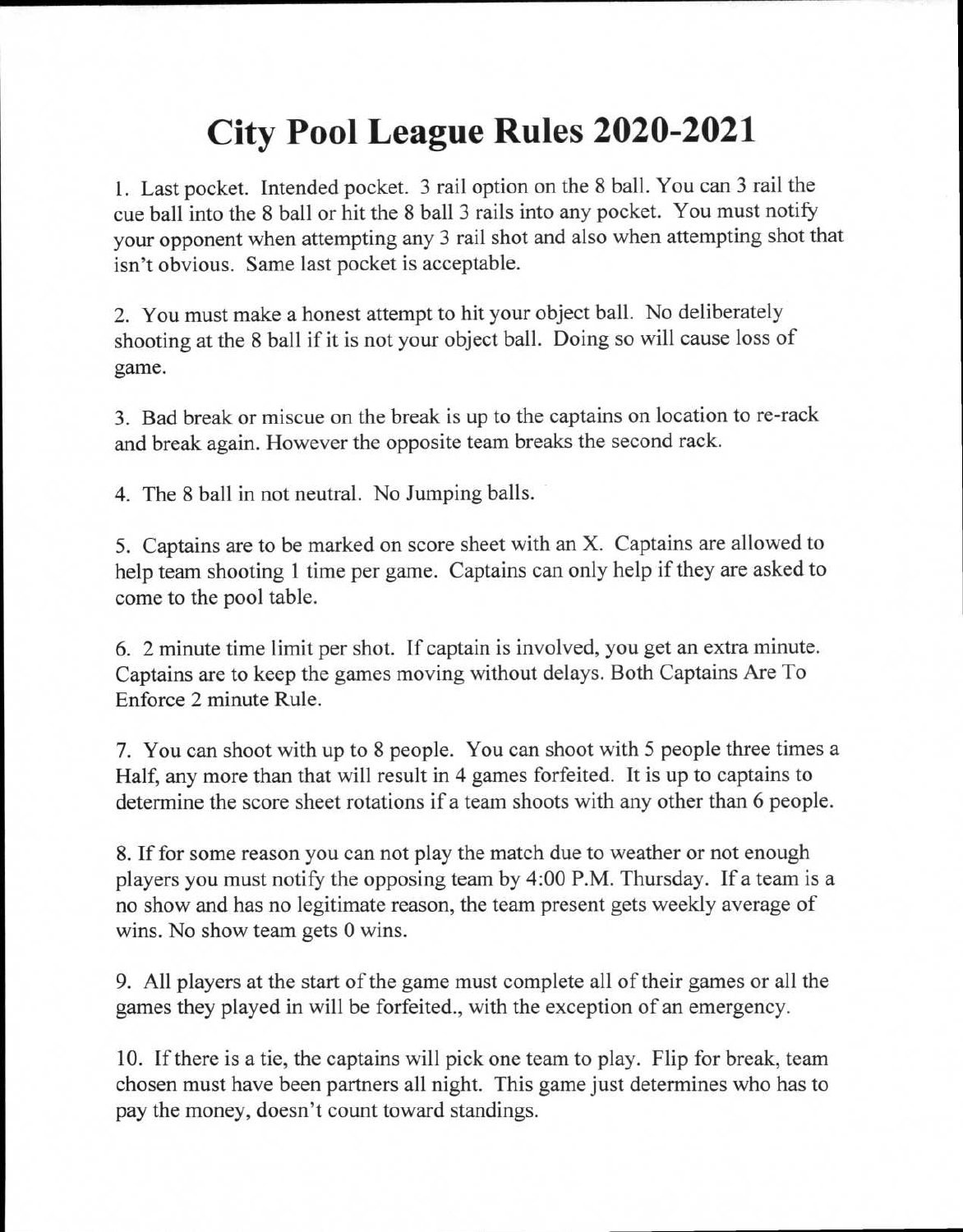# City Pool League Rules 2020-2021

1. Last pocket. Intended pocket. 3 rail option on the 8 ball. You can 3 rail the cue ball into the 8 ball or hit the 8 ball 3 rails into any pocket. You must notify your opponent when attempting any 3 rail shot and also when attempting shot that isn't obvious. Same last pocket is acceptable.

2. You must make a honest attempt to hit your object ball. No deliberately shooting at the 8 ball if it is not your object ball. Doing so will cause loss of game.

3. Bad break or miscue on the break is up to the captains on location to re-rack and break again. However the opposite team breaks the second rack.

4. The 8 ball in not neutral. No Jumping balls.

5. Captains are to be marked on score sheet with an X. Captains are allowed to help team shooting 1 time per game. Captains can only help if they are asked to come to the pool table.

6. 2 minute time limit per shot. If captain is involved, you get an extra minute. Captains are to keep the games moving without delays. Both Captains Are To Enforce 2 minute Rule.

7. You can shoot with up to 8 people. You can shoot with 5 people three times a Half, any more than that will result in 4 games forfeited. It is up to captains to determine the score sheet rotations if a team shoots with any other than 6 people.

8. If for some reason you can not play the match due to weather or not enough players you must notify the opposing team by 4:00 P.M. Thursday. If a team is a no show and has no legitimate reason, the team present gets weekly average of wins. No show team gets 0 wins.

9. All players at the start of the game must complete all of their games or all the games they played in will be forfeited., with the exception of an emergency.

10. If there is a tie, the captains will pick one team to play. Flip for break, team chosen must have been partners all night. This game just determines who has to pay the money, doesn't count toward standings.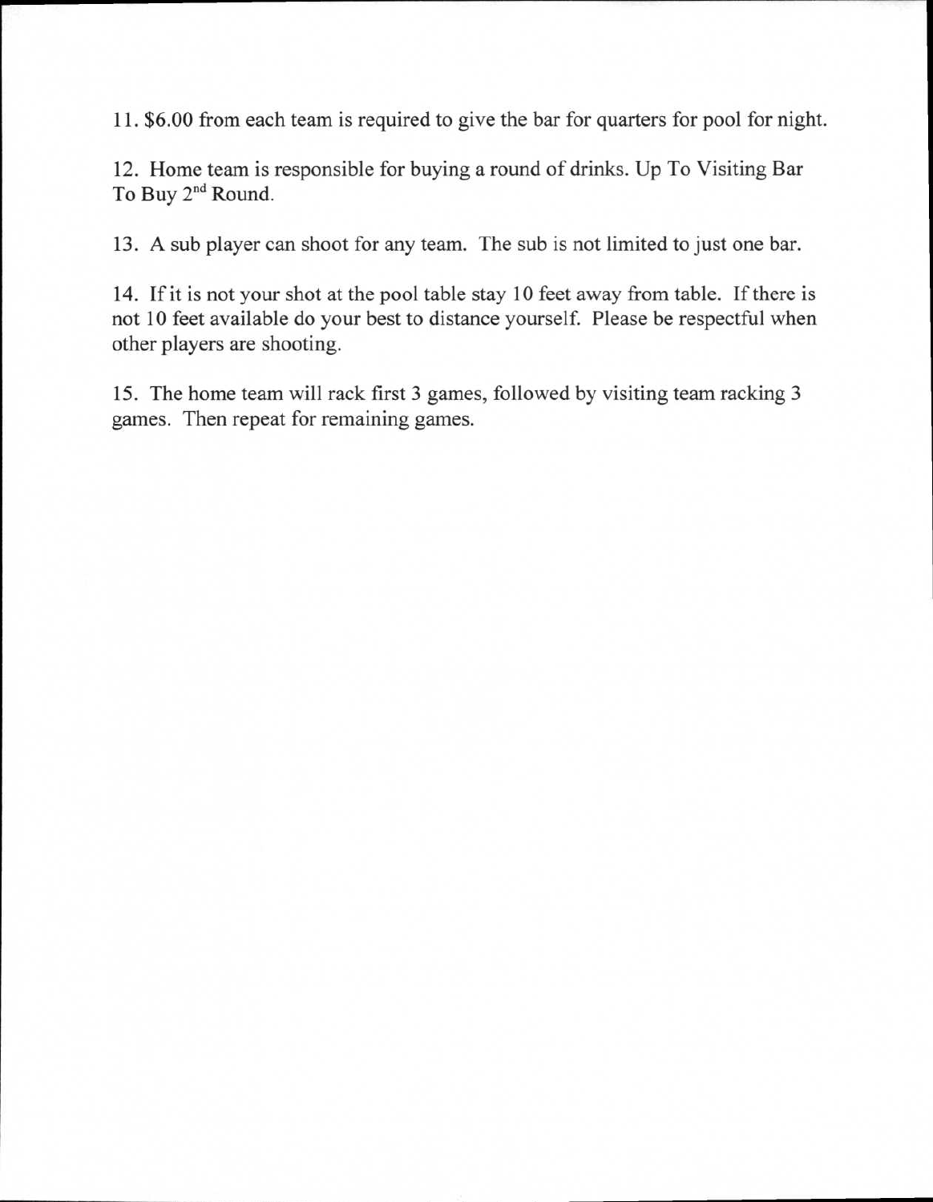11. $6.00 from each team is required to give the bar for quarters for pool for night.

12. Home team is responsible for buying a round of drinks. Up To Visiting Bar To Buy 2nd Round.

13. A sub player can shoot for any team. The sub is not limited to just one bar.

14. If it is not your shot at the pool table stay 10 feet away from table. If there is not 10 feet available do your best to distance yourself. Please be respectful when other players are shooting.

15. The home team will rack first 3 games, followed by visiting team racking 3 games. Then repeat for remaining games.